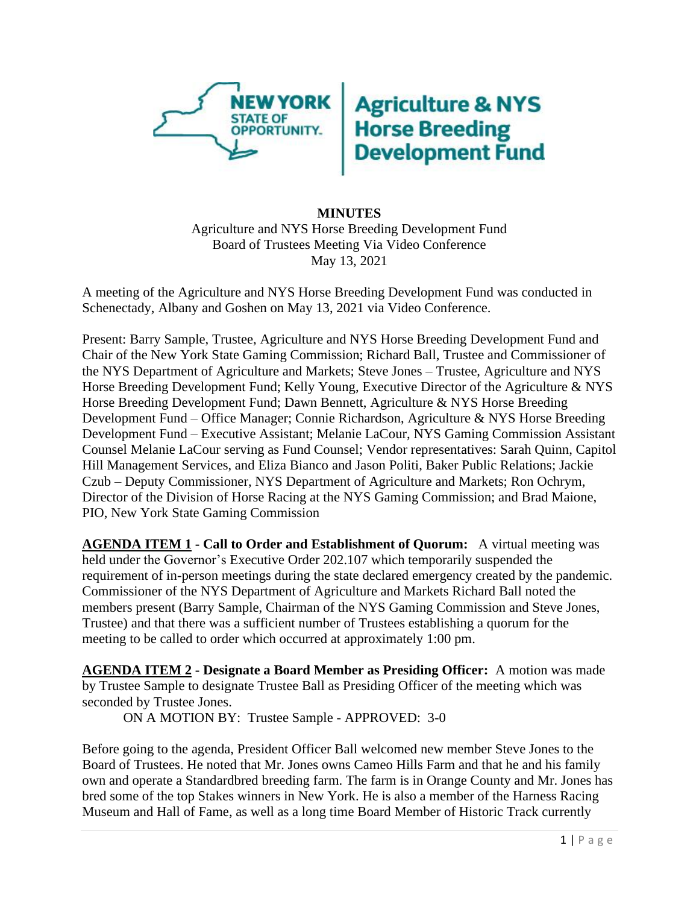**MINUTES**

Agriculture and NYS Horse Breeding Development Fund
Board of Trustees Meeting Via Video Conference
May 13, 2021

A meeting of the Agriculture and NYS Horse Breeding Development Fund was conducted in Schenectady, Albany and Goshen on May 13, 2021 via Video Conference.

Present: Barry Sample, Trustee, Agriculture and NYS Horse Breeding Development Fund and Chair of the New York State Gaming Commission; Richard Ball, Trustee and Commissioner of the NYS Department of Agriculture and Markets; Steve Jones – Trustee, Agriculture and NYS Horse Breeding Development Fund; Kelly Young, Executive Director of the Agriculture & NYS Horse Breeding Development Fund; Dawn Bennett, Agriculture & NYS Horse Breeding Development Fund – Office Manager; Connie Richardson, Agriculture & NYS Horse Breeding Development Fund – Executive Assistant; Melanie LaCour, NYS Gaming Commission Assistant Counsel Melanie LaCour serving as Fund Counsel; Vendor representatives: Sarah Quinn, Capitol Hill Management Services, and Eliza Bianco and Jason Politi, Baker Public Relations; Jackie Czub – Deputy Commissioner, NYS Department of Agriculture and Markets; Ron Ochrym, Director of the Division of Horse Racing at the NYS Gaming Commission; and Brad Maione, PIO, New York State Gaming Commission

**AGENDA ITEM 1 - Call to Order and Establishment of Quorum:** A virtual meeting was held under the Governor's Executive Order 202.107 which temporarily suspended the requirement of in-person meetings during the state declared emergency created by the pandemic. Commissioner of the NYS Department of Agriculture and Markets Richard Ball noted the members present (Barry Sample, Chairman of the NYS Gaming Commission and Steve Jones, Trustee) and that there was a sufficient number of Trustees establishing a quorum for the meeting to be called to order which occurred at approximately 1:00 pm.

**AGENDA ITEM 2 - Designate a Board Member as Presiding Officer:** A motion was made by Trustee Sample to designate Trustee Ball as Presiding Officer of the meeting which was seconded by Trustee Jones.

ON A MOTION BY: Trustee Sample - APPROVED: 3-0

Before going to the agenda, President Officer Ball welcomed new member Steve Jones to the Board of Trustees. He noted that Mr. Jones owns Cameo Hills Farm and that he and his family own and operate a Standardbred breeding farm. The farm is in Orange County and Mr. Jones has bred some of the top Stakes winners in New York. He is also a member of the Harness Racing Museum and Hall of Fame, as well as a long time Board Member of Historic Track currently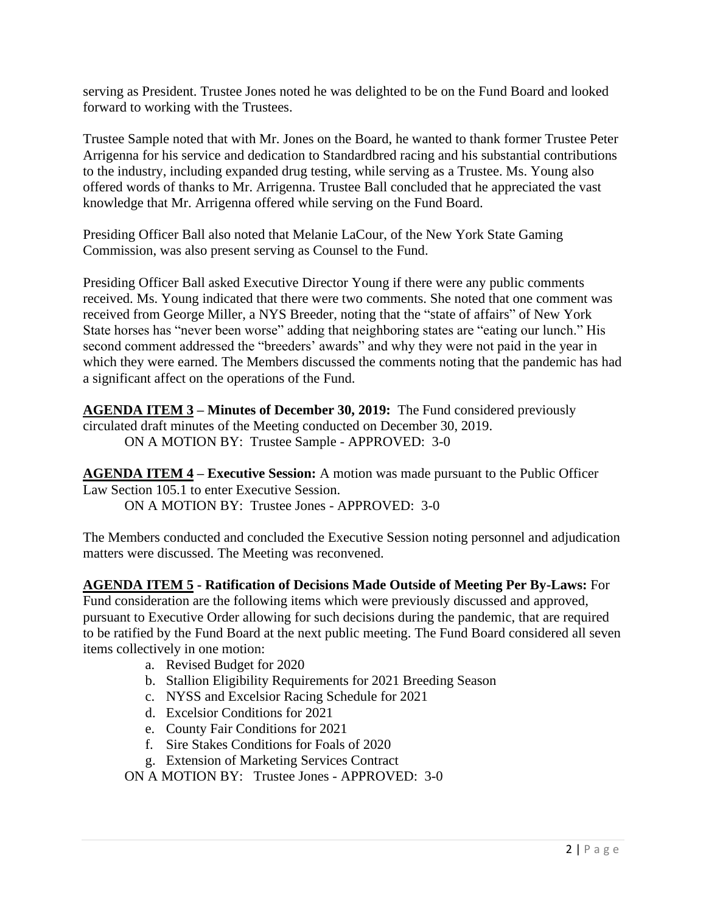serving as President. Trustee Jones noted he was delighted to be on the Fund Board and looked forward to working with the Trustees.

Trustee Sample noted that with Mr. Jones on the Board, he wanted to thank former Trustee Peter Arrigenna for his service and dedication to Standardbred racing and his substantial contributions to the industry, including expanded drug testing, while serving as a Trustee. Ms. Young also offered words of thanks to Mr. Arrigenna. Trustee Ball concluded that he appreciated the vast knowledge that Mr. Arrigenna offered while serving on the Fund Board.

Presiding Officer Ball also noted that Melanie LaCour, of the New York State Gaming Commission, was also present serving as Counsel to the Fund.

Presiding Officer Ball asked Executive Director Young if there were any public comments received. Ms. Young indicated that there were two comments. She noted that one comment was received from George Miller, a NYS Breeder, noting that the "state of affairs" of New York State horses has "never been worse" adding that neighboring states are "eating our lunch." His second comment addressed the "breeders' awards" and why they were not paid in the year in which they were earned. The Members discussed the comments noting that the pandemic has had a significant affect on the operations of the Fund.

**AGENDA ITEM 3 – Minutes of December 30, 2019:** The Fund considered previously circulated draft minutes of the Meeting conducted on December 30, 2019.

ON A MOTION BY: Trustee Sample - APPROVED: 3-0

**AGENDA ITEM 4 – Executive Session:** A motion was made pursuant to the Public Officer Law Section 105.1 to enter Executive Session.

ON A MOTION BY: Trustee Jones - APPROVED: 3-0

The Members conducted and concluded the Executive Session noting personnel and adjudication matters were discussed. The Meeting was reconvened.

**AGENDA ITEM 5 - Ratification of Decisions Made Outside of Meeting Per By-Laws:** For Fund consideration are the following items which were previously discussed and approved, pursuant to Executive Order allowing for such decisions during the pandemic, that are required to be ratified by the Fund Board at the next public meeting. The Fund Board considered all seven items collectively in one motion:

a. Revised Budget for 2020
b. Stallion Eligibility Requirements for 2021 Breeding Season
c. NYSS and Excelsior Racing Schedule for 2021
d. Excelsior Conditions for 2021
e. County Fair Conditions for 2021
f. Sire Stakes Conditions for Foals of 2020
g. Extension of Marketing Services Contract

ON A MOTION BY: Trustee Jones - APPROVED: 3-0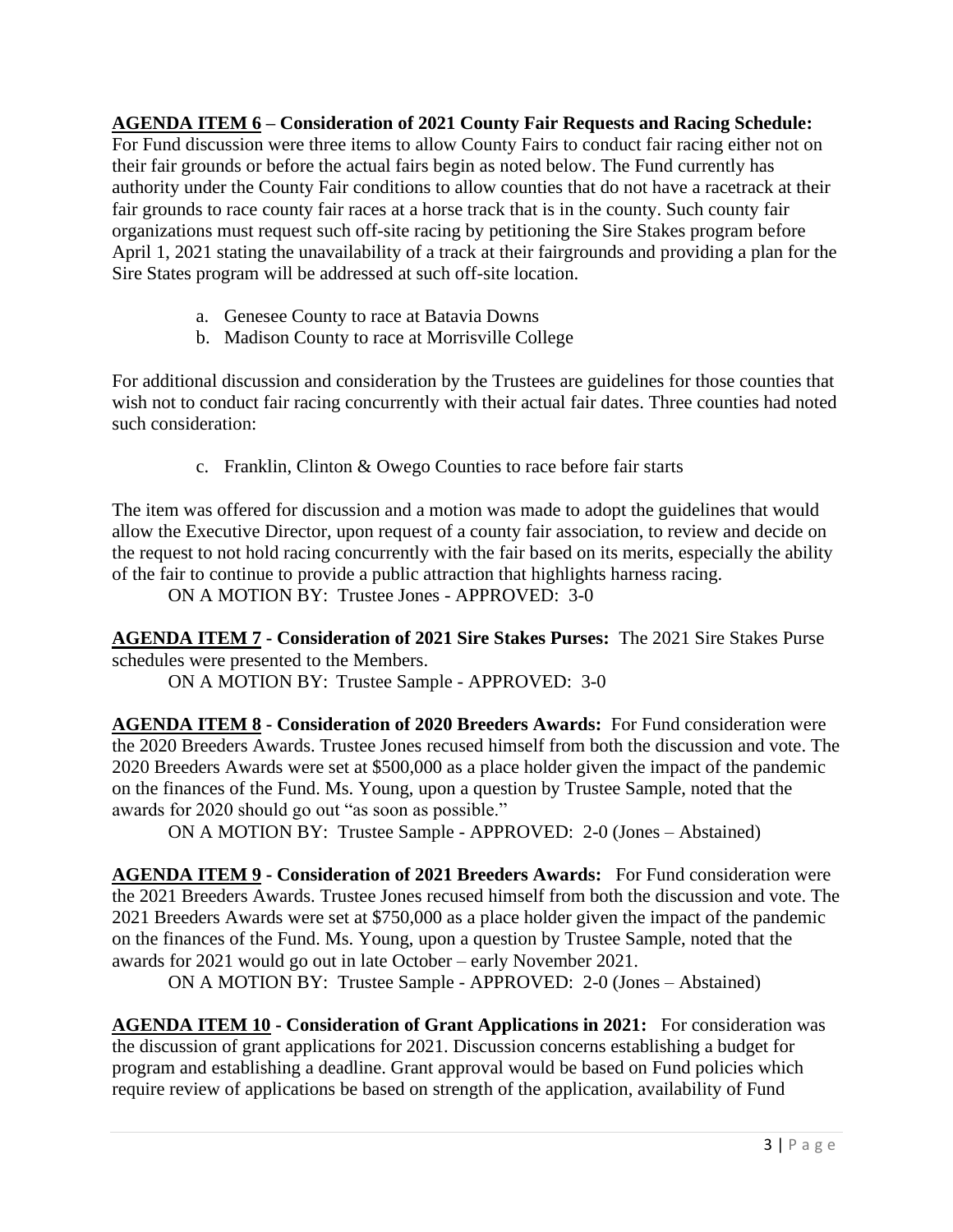**AGENDA ITEM 6 – Consideration of 2021 County Fair Requests and Racing Schedule:** For Fund discussion were three items to allow County Fairs to conduct fair racing either not on their fair grounds or before the actual fairs begin as noted below. The Fund currently has authority under the County Fair conditions to allow counties that do not have a racetrack at their fair grounds to race county fair races at a horse track that is in the county. Such county fair organizations must request such off-site racing by petitioning the Sire Stakes program before April 1, 2021 stating the unavailability of a track at their fairgrounds and providing a plan for the Sire States program will be addressed at such off-site location.

a. Genesee County to race at Batavia Downs
b. Madison County to race at Morrisville College

For additional discussion and consideration by the Trustees are guidelines for those counties that wish not to conduct fair racing concurrently with their actual fair dates. Three counties had noted such consideration:

c. Franklin, Clinton & Owego Counties to race before fair starts

The item was offered for discussion and a motion was made to adopt the guidelines that would allow the Executive Director, upon request of a county fair association, to review and decide on the request to not hold racing concurrently with the fair based on its merits, especially the ability of the fair to continue to provide a public attraction that highlights harness racing.

ON A MOTION BY: Trustee Jones - APPROVED: 3-0

**AGENDA ITEM 7 - Consideration of 2021 Sire Stakes Purses:** The 2021 Sire Stakes Purse schedules were presented to the Members.

ON A MOTION BY: Trustee Sample - APPROVED: 3-0

**AGENDA ITEM 8 - Consideration of 2020 Breeders Awards:** For Fund consideration were the 2020 Breeders Awards. Trustee Jones recused himself from both the discussion and vote. The 2020 Breeders Awards were set at $500,000 as a place holder given the impact of the pandemic on the finances of the Fund. Ms. Young, upon a question by Trustee Sample, noted that the awards for 2020 should go out "as soon as possible."

ON A MOTION BY: Trustee Sample - APPROVED: 2-0 (Jones – Abstained)

**AGENDA ITEM 9 - Consideration of 2021 Breeders Awards:** For Fund consideration were the 2021 Breeders Awards. Trustee Jones recused himself from both the discussion and vote. The 2021 Breeders Awards were set at $750,000 as a place holder given the impact of the pandemic on the finances of the Fund. Ms. Young, upon a question by Trustee Sample, noted that the awards for 2021 would go out in late October – early November 2021.

ON A MOTION BY: Trustee Sample - APPROVED: 2-0 (Jones – Abstained)

**AGENDA ITEM 10 - Consideration of Grant Applications in 2021:** For consideration was the discussion of grant applications for 2021. Discussion concerns establishing a budget for program and establishing a deadline. Grant approval would be based on Fund policies which require review of applications be based on strength of the application, availability of Fund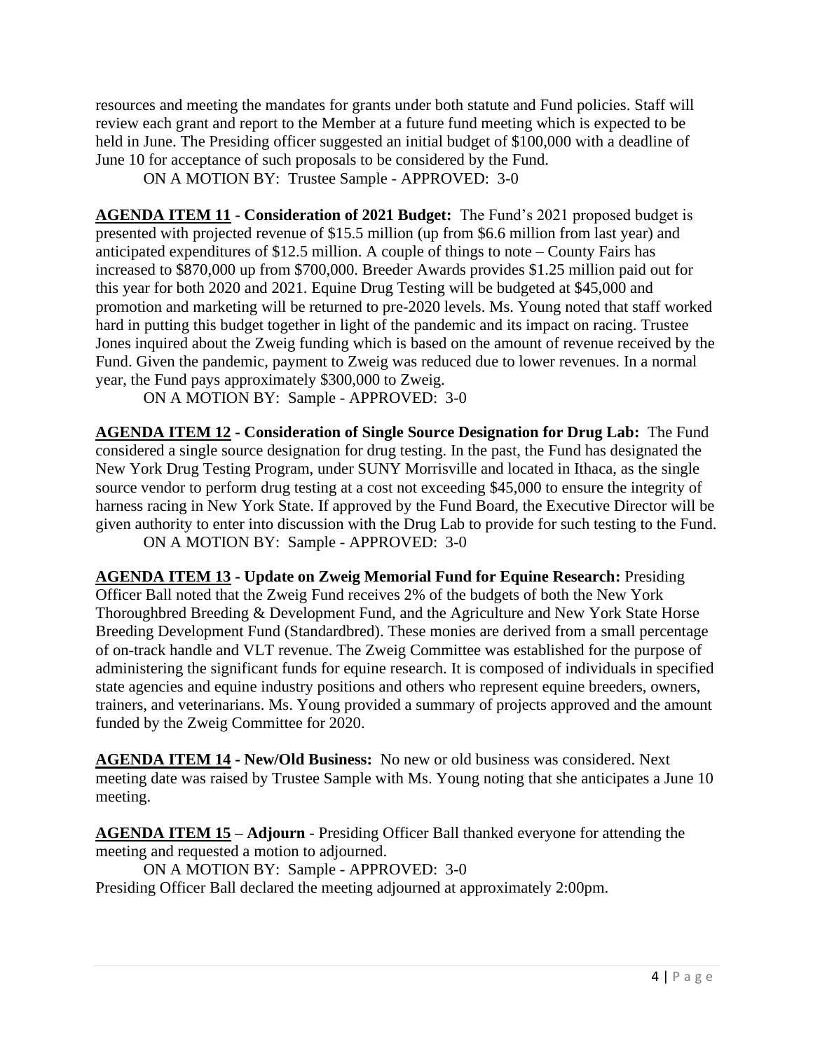resources and meeting the mandates for grants under both statute and Fund policies. Staff will review each grant and report to the Member at a future fund meeting which is expected to be held in June. The Presiding officer suggested an initial budget of $100,000 with a deadline of June 10 for acceptance of such proposals to be considered by the Fund.

ON A MOTION BY: Trustee Sample - APPROVED: 3-0

**AGENDA ITEM 11 - Consideration of 2021 Budget:** The Fund's 2021 proposed budget is presented with projected revenue of $15.5 million (up from $6.6 million from last year) and anticipated expenditures of $12.5 million. A couple of things to note – County Fairs has increased to $870,000 up from $700,000. Breeder Awards provides $1.25 million paid out for this year for both 2020 and 2021. Equine Drug Testing will be budgeted at $45,000 and promotion and marketing will be returned to pre-2020 levels. Ms. Young noted that staff worked hard in putting this budget together in light of the pandemic and its impact on racing. Trustee Jones inquired about the Zweig funding which is based on the amount of revenue received by the Fund. Given the pandemic, payment to Zweig was reduced due to lower revenues. In a normal year, the Fund pays approximately $300,000 to Zweig.

ON A MOTION BY: Sample - APPROVED: 3-0

**AGENDA ITEM 12 - Consideration of Single Source Designation for Drug Lab:** The Fund considered a single source designation for drug testing. In the past, the Fund has designated the New York Drug Testing Program, under SUNY Morrisville and located in Ithaca, as the single source vendor to perform drug testing at a cost not exceeding $45,000 to ensure the integrity of harness racing in New York State. If approved by the Fund Board, the Executive Director will be given authority to enter into discussion with the Drug Lab to provide for such testing to the Fund.

ON A MOTION BY: Sample - APPROVED: 3-0

**AGENDA ITEM 13 - Update on Zweig Memorial Fund for Equine Research:** Presiding Officer Ball noted that the Zweig Fund receives 2% of the budgets of both the New York Thoroughbred Breeding & Development Fund, and the Agriculture and New York State Horse Breeding Development Fund (Standardbred). These monies are derived from a small percentage of on-track handle and VLT revenue. The Zweig Committee was established for the purpose of administering the significant funds for equine research. It is composed of individuals in specified state agencies and equine industry positions and others who represent equine breeders, owners, trainers, and veterinarians. Ms. Young provided a summary of projects approved and the amount funded by the Zweig Committee for 2020.

**AGENDA ITEM 14 - New/Old Business:** No new or old business was considered. Next meeting date was raised by Trustee Sample with Ms. Young noting that she anticipates a June 10 meeting.

**AGENDA ITEM 15 – Adjourn** - Presiding Officer Ball thanked everyone for attending the meeting and requested a motion to adjourned.

ON A MOTION BY: Sample - APPROVED: 3-0

Presiding Officer Ball declared the meeting adjourned at approximately 2:00pm.